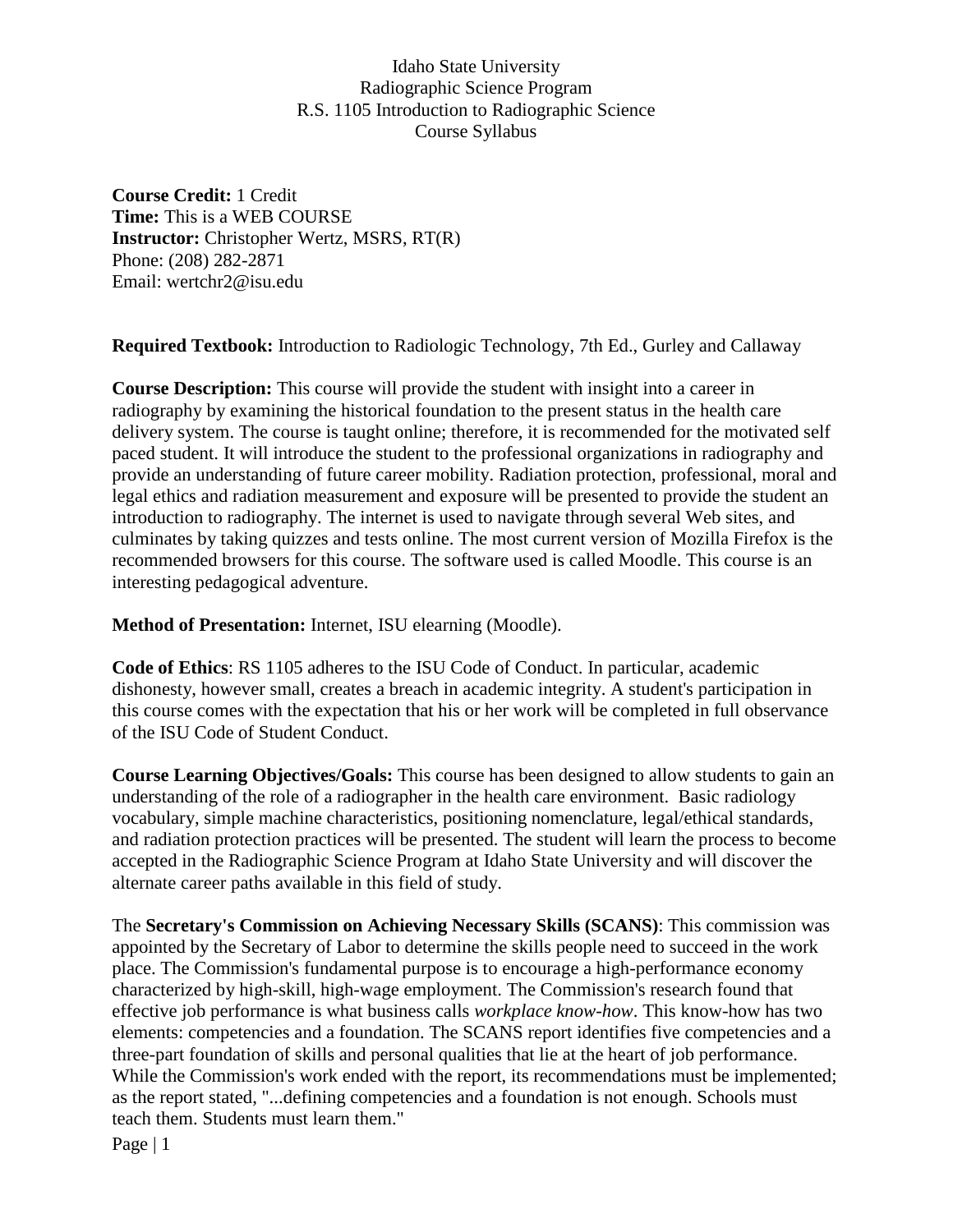# Idaho State University
## Radiographic Science Program
## R.S. 1105 Introduction to Radiographic Science
## Course Syllabus

**Course Credit:** 1 Credit
**Time:** This is a WEB COURSE
**Instructor:** Christopher Wertz, MSRS, RT(R)
Phone: (208) 282-2871
Email: wertchr2@isu.edu

**Required Textbook:** Introduction to Radiologic Technology, 7th Ed., Gurley and Callaway

**Course Description:** This course will provide the student with insight into a career in radiography by examining the historical foundation to the present status in the health care delivery system. The course is taught online; therefore, it is recommended for the motivated self paced student. It will introduce the student to the professional organizations in radiography and provide an understanding of future career mobility. Radiation protection, professional, moral and legal ethics and radiation measurement and exposure will be presented to provide the student an introduction to radiography. The internet is used to navigate through several Web sites, and culminates by taking quizzes and tests online. The most current version of Mozilla Firefox is the recommended browsers for this course. The software used is called Moodle. This course is an interesting pedagogical adventure.

**Method of Presentation:** Internet, ISU elearning (Moodle).

**Code of Ethics**: RS 1105 adheres to the ISU Code of Conduct. In particular, academic dishonesty, however small, creates a breach in academic integrity. A student's participation in this course comes with the expectation that his or her work will be completed in full observance of the ISU Code of Student Conduct.

**Course Learning Objectives/Goals:** This course has been designed to allow students to gain an understanding of the role of a radiographer in the health care environment. Basic radiology vocabulary, simple machine characteristics, positioning nomenclature, legal/ethical standards, and radiation protection practices will be presented. The student will learn the process to become accepted in the Radiographic Science Program at Idaho State University and will discover the alternate career paths available in this field of study.

The **Secretary's Commission on Achieving Necessary Skills (SCANS)**: This commission was appointed by the Secretary of Labor to determine the skills people need to succeed in the work place. The Commission's fundamental purpose is to encourage a high-performance economy characterized by high-skill, high-wage employment. The Commission's research found that effective job performance is what business calls *workplace know-how*. This know-how has two elements: competencies and a foundation. The SCANS report identifies five competencies and a three-part foundation of skills and personal qualities that lie at the heart of job performance. While the Commission's work ended with the report, its recommendations must be implemented; as the report stated, "...defining competencies and a foundation is not enough. Schools must teach them. Students must learn them."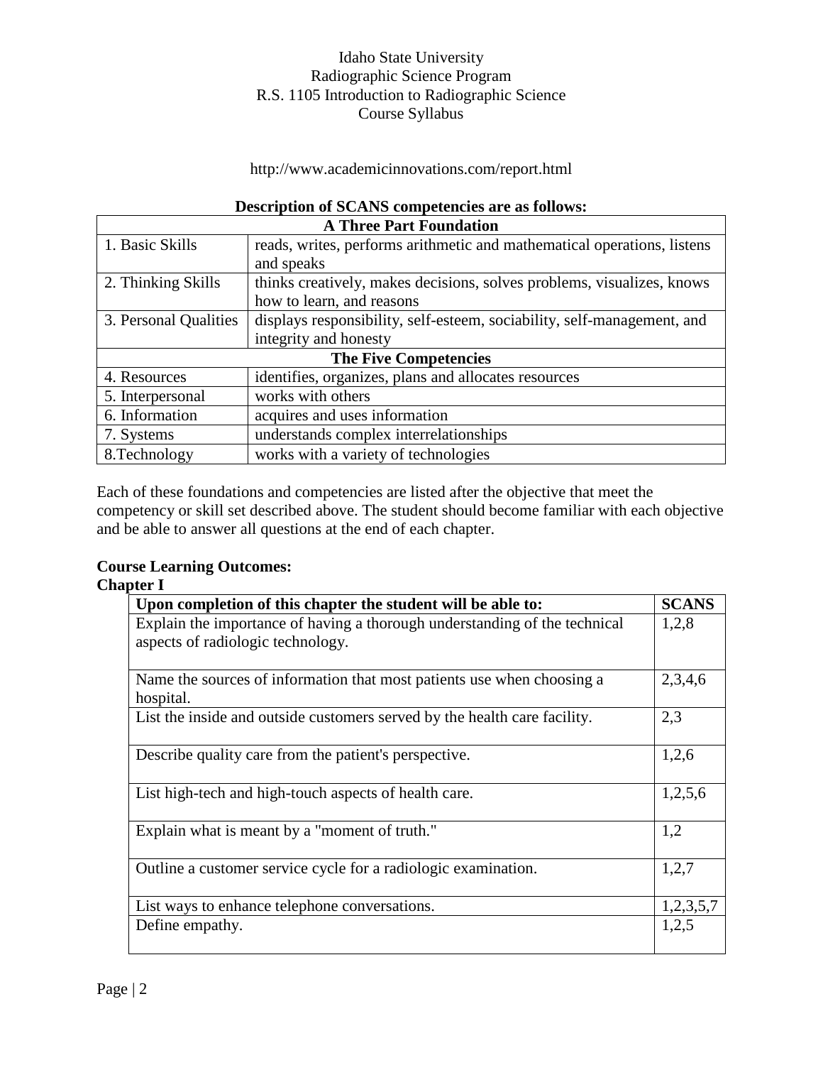Idaho State University
Radiographic Science Program
R.S. 1105 Introduction to Radiographic Science
Course Syllabus

http://www.academicinnovations.com/report.html

**Description of SCANS competencies are as follows:**

| **A Three Part Foundation** | |
|---|---|
| 1. Basic Skills | reads, writes, performs arithmetic and mathematical operations, listens and speaks |
| 2. Thinking Skills | thinks creatively, makes decisions, solves problems, visualizes, knows how to learn, and reasons |
| 3. Personal Qualities | displays responsibility, self-esteem, sociability, self-management, and integrity and honesty |
| **The Five Competencies** | |
| 4. Resources | identifies, organizes, plans and allocates resources |
| 5. Interpersonal | works with others |
| 6. Information | acquires and uses information |
| 7. Systems | understands complex interrelationships |
| 8.Technology | works with a variety of technologies |

Each of these foundations and competencies are listed after the objective that meet the competency or skill set described above. The student should become familiar with each objective and be able to answer all questions at the end of each chapter.

**Course Learning Outcomes:**

**Chapter I**

| Upon completion of this chapter the student will be able to: | SCANS |
|---|---|
| Explain the importance of having a thorough understanding of the technical aspects of radiologic technology. | 1,2,8 |
| Name the sources of information that most patients use when choosing a hospital. | 2,3,4,6 |
| List the inside and outside customers served by the health care facility. | 2,3 |
| Describe quality care from the patient's perspective. | 1,2,6 |
| List high-tech and high-touch aspects of health care. | 1,2,5,6 |
| Explain what is meant by a "moment of truth." | 1,2 |
| Outline a customer service cycle for a radiologic examination. | 1,2,7 |
| List ways to enhance telephone conversations. | 1,2,3,5,7 |
| Define empathy. | 1,2,5 |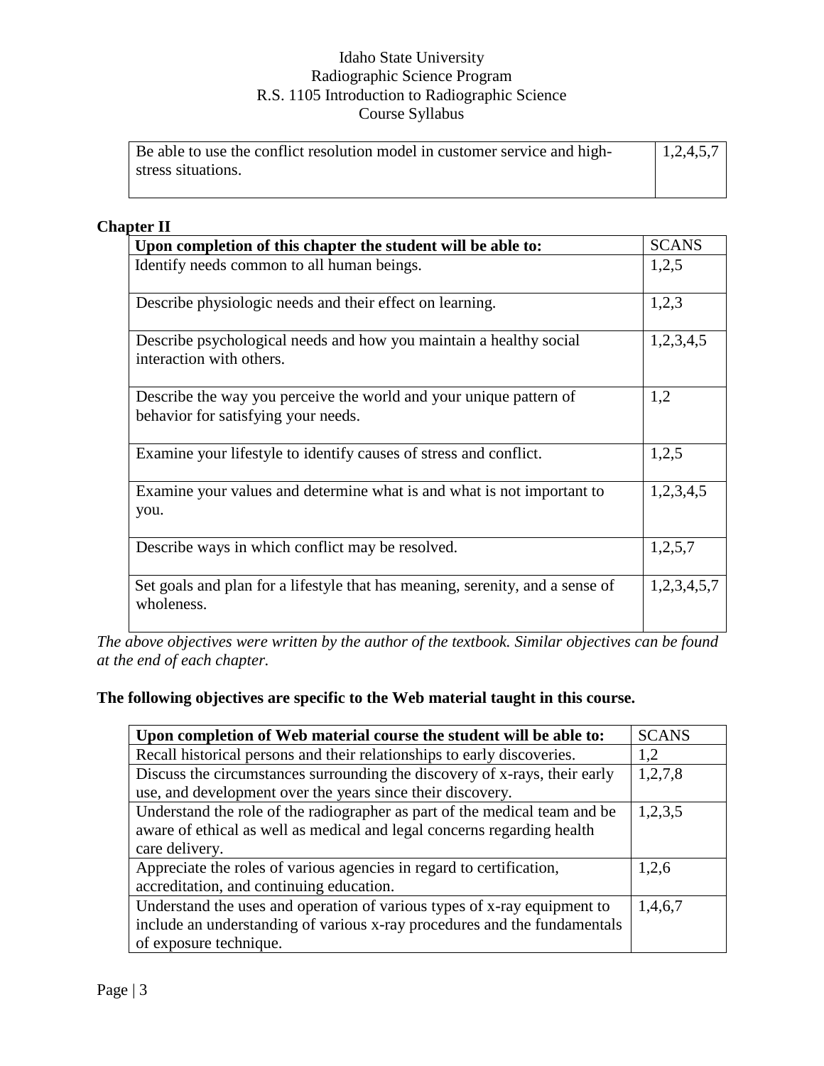| Be able to use the conflict resolution model in customer service and high-stress situations. | 1,2,4,5,7 |
|---|---|

**Chapter II**

| Upon completion of this chapter the student will be able to: | SCANS |
|---|---|
| Identify needs common to all human beings. | 1,2,5 |
| Describe physiologic needs and their effect on learning. | 1,2,3 |
| Describe psychological needs and how you maintain a healthy social interaction with others. | 1,2,3,4,5 |
| Describe the way you perceive the world and your unique pattern of behavior for satisfying your needs. | 1,2 |
| Examine your lifestyle to identify causes of stress and conflict. | 1,2,5 |
| Examine your values and determine what is and what is not important to you. | 1,2,3,4,5 |
| Describe ways in which conflict may be resolved. | 1,2,5,7 |
| Set goals and plan for a lifestyle that has meaning, serenity, and a sense of wholeness. | 1,2,3,4,5,7 |

*The above objectives were written by the author of the textbook. Similar objectives can be found at the end of each chapter.*

**The following objectives are specific to the Web material taught in this course.**

| Upon completion of Web material course the student will be able to: | SCANS |
|---|---|
| Recall historical persons and their relationships to early discoveries. | 1,2 |
| Discuss the circumstances surrounding the discovery of x-rays, their early use, and development over the years since their discovery. | 1,2,7,8 |
| Understand the role of the radiographer as part of the medical team and be aware of ethical as well as medical and legal concerns regarding health care delivery. | 1,2,3,5 |
| Appreciate the roles of various agencies in regard to certification, accreditation, and continuing education. | 1,2,6 |
| Understand the uses and operation of various types of x-ray equipment to include an understanding of various x-ray procedures and the fundamentals of exposure technique. | 1,4,6,7 |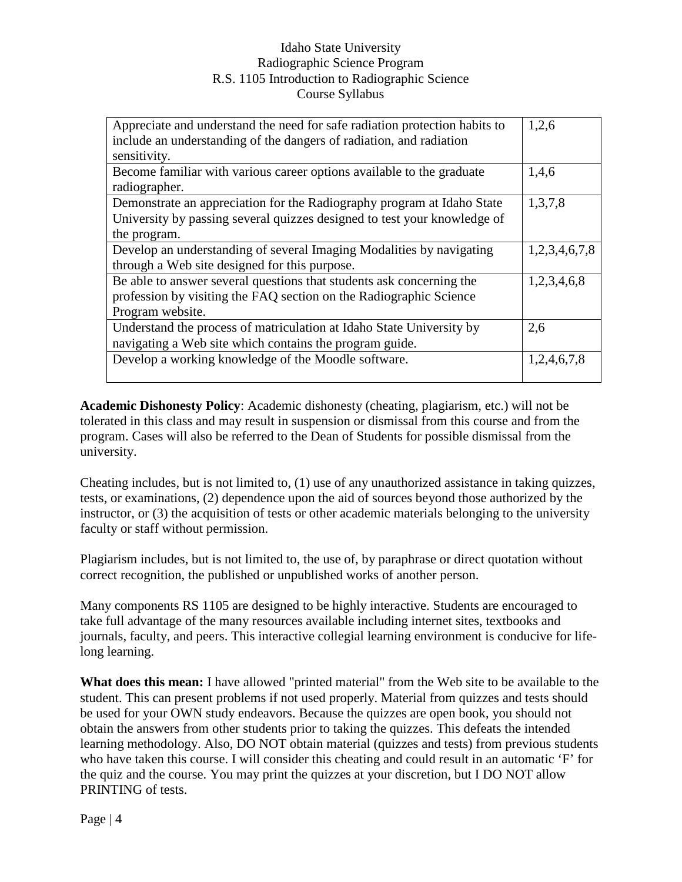| | |
|---|---|
| Appreciate and understand the need for safe radiation protection habits to include an understanding of the dangers of radiation, and radiation sensitivity. | 1,2,6 |
| Become familiar with various career options available to the graduate radiographer. | 1,4,6 |
| Demonstrate an appreciation for the Radiography program at Idaho State University by passing several quizzes designed to test your knowledge of the program. | 1,3,7,8 |
| Develop an understanding of several Imaging Modalities by navigating through a Web site designed for this purpose. | 1,2,3,4,6,7,8 |
| Be able to answer several questions that students ask concerning the profession by visiting the FAQ section on the Radiographic Science Program website. | 1,2,3,4,6,8 |
| Understand the process of matriculation at Idaho State University by navigating a Web site which contains the program guide. | 2,6 |
| Develop a working knowledge of the Moodle software. | 1,2,4,6,7,8 |

**Academic Dishonesty Policy**: Academic dishonesty (cheating, plagiarism, etc.) will not be tolerated in this class and may result in suspension or dismissal from this course and from the program. Cases will also be referred to the Dean of Students for possible dismissal from the university.

Cheating includes, but is not limited to, (1) use of any unauthorized assistance in taking quizzes, tests, or examinations, (2) dependence upon the aid of sources beyond those authorized by the instructor, or (3) the acquisition of tests or other academic materials belonging to the university faculty or staff without permission.

Plagiarism includes, but is not limited to, the use of, by paraphrase or direct quotation without correct recognition, the published or unpublished works of another person.

Many components RS 1105 are designed to be highly interactive. Students are encouraged to take full advantage of the many resources available including internet sites, textbooks and journals, faculty, and peers. This interactive collegial learning environment is conducive for life-long learning.

**What does this mean:** I have allowed "printed material" from the Web site to be available to the student. This can present problems if not used properly. Material from quizzes and tests should be used for your OWN study endeavors. Because the quizzes are open book, you should not obtain the answers from other students prior to taking the quizzes. This defeats the intended learning methodology. Also, DO NOT obtain material (quizzes and tests) from previous students who have taken this course. I will consider this cheating and could result in an automatic 'F' for the quiz and the course. You may print the quizzes at your discretion, but I DO NOT allow PRINTING of tests.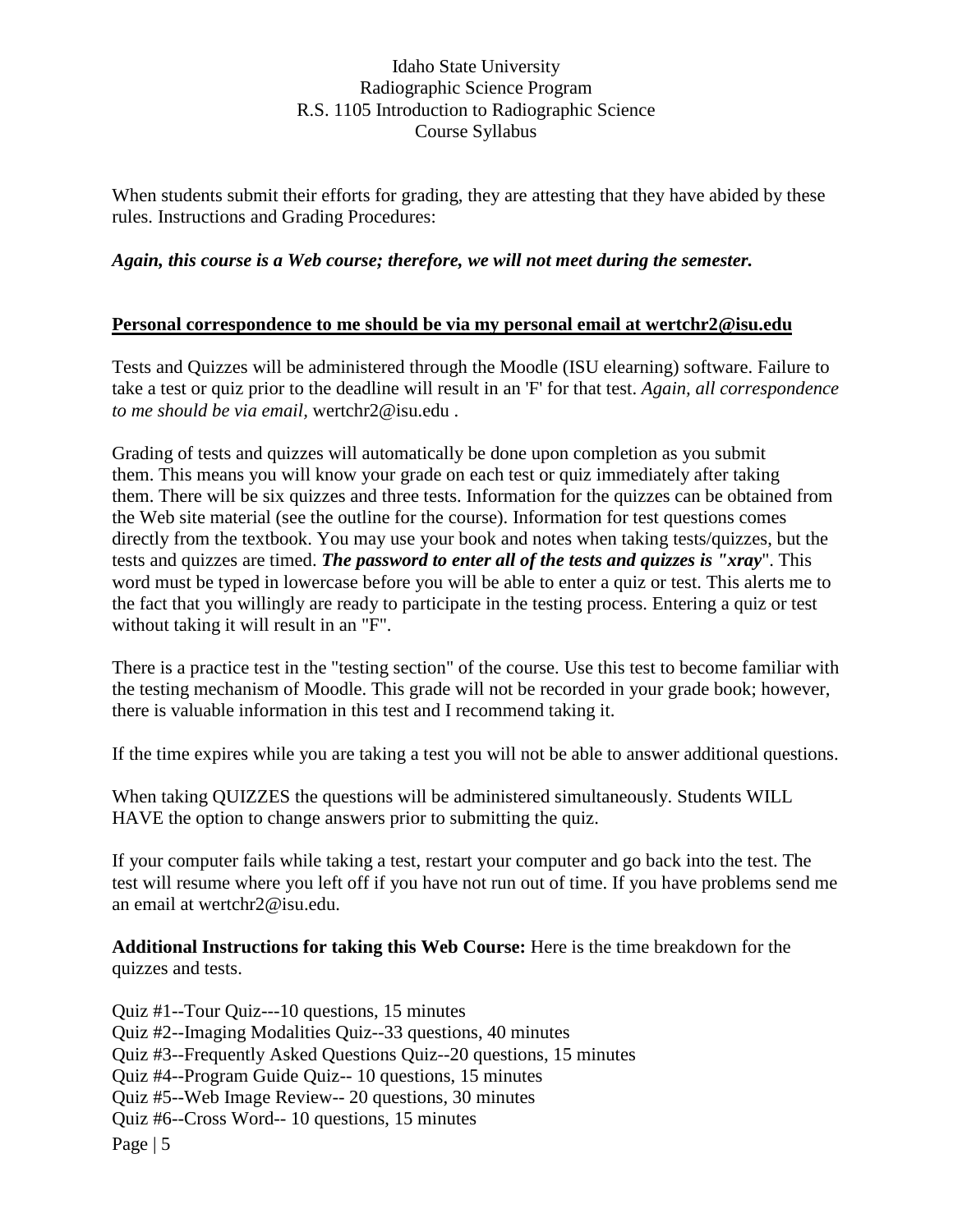When students submit their efforts for grading, they are attesting that they have abided by these rules. Instructions and Grading Procedures:

***Again, this course is a Web course; therefore, we will not meet during the semester.***

**Personal correspondence to me should be via my personal email at wertchr2@isu.edu**

Tests and Quizzes will be administered through the Moodle (ISU elearning) software. Failure to take a test or quiz prior to the deadline will result in an 'F' for that test. *Again, all correspondence to me should be via email,* wertchr2@isu.edu .

Grading of tests and quizzes will automatically be done upon completion as you submit them. This means you will know your grade on each test or quiz immediately after taking them. There will be six quizzes and three tests. Information for the quizzes can be obtained from the Web site material (see the outline for the course). Information for test questions comes directly from the textbook. You may use your book and notes when taking tests/quizzes, but the tests and quizzes are timed. ***The password to enter all of the tests and quizzes is "xray***". This word must be typed in lowercase before you will be able to enter a quiz or test. This alerts me to the fact that you willingly are ready to participate in the testing process. Entering a quiz or test without taking it will result in an "F".

There is a practice test in the "testing section" of the course. Use this test to become familiar with the testing mechanism of Moodle. This grade will not be recorded in your grade book; however, there is valuable information in this test and I recommend taking it.

If the time expires while you are taking a test you will not be able to answer additional questions.

When taking QUIZZES the questions will be administered simultaneously. Students WILL HAVE the option to change answers prior to submitting the quiz.

If your computer fails while taking a test, restart your computer and go back into the test. The test will resume where you left off if you have not run out of time. If you have problems send me an email at wertchr2@isu.edu.

**Additional Instructions for taking this Web Course:** Here is the time breakdown for the quizzes and tests.

Quiz #1--Tour Quiz---10 questions, 15 minutes
Quiz #2--Imaging Modalities Quiz--33 questions, 40 minutes
Quiz #3--Frequently Asked Questions Quiz--20 questions, 15 minutes
Quiz #4--Program Guide Quiz-- 10 questions, 15 minutes
Quiz #5--Web Image Review-- 20 questions, 30 minutes
Quiz #6--Cross Word-- 10 questions, 15 minutes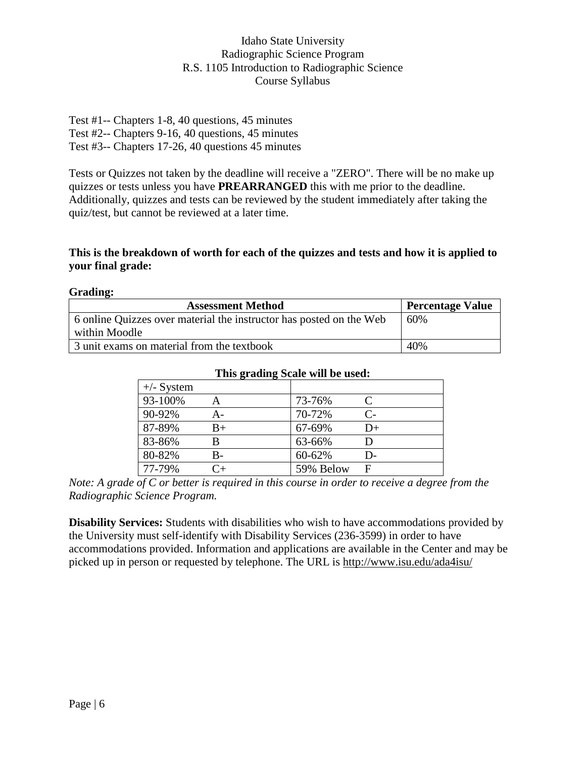Idaho State University
Radiographic Science Program
R.S. 1105 Introduction to Radiographic Science
Course Syllabus

Test #1-- Chapters 1-8, 40 questions, 45 minutes
Test #2-- Chapters 9-16, 40 questions, 45 minutes
Test #3-- Chapters 17-26, 40 questions 45 minutes

Tests or Quizzes not taken by the deadline will receive a "ZERO". There will be no make up quizzes or tests unless you have **PREARRANGED** this with me prior to the deadline. Additionally, quizzes and tests can be reviewed by the student immediately after taking the quiz/test, but cannot be reviewed at a later time.

**This is the breakdown of worth for each of the quizzes and tests and how it is applied to your final grade:**

**Grading:**

| Assessment Method | Percentage Value |
|---|---|
| 6 online Quizzes over material the instructor has posted on the Web within Moodle | 60% |
| 3 unit exams on material from the textbook | 40% |

**This grading Scale will be used:**

| +/- System | | | |
|---|---|---|---|
| 93-100% | A | 73-76% | C |
| 90-92% | A- | 70-72% | C- |
| 87-89% | B+ | 67-69% | D+ |
| 83-86% | B | 63-66% | D |
| 80-82% | B- | 60-62% | D- |
| 77-79% | C+ | 59% Below | F |

*Note: A grade of C or better is required in this course in order to receive a degree from the Radiographic Science Program.*

**Disability Services:** Students with disabilities who wish to have accommodations provided by the University must self-identify with Disability Services (236-3599) in order to have accommodations provided. Information and applications are available in the Center and may be picked up in person or requested by telephone. The URL is http://www.isu.edu/ada4isu/